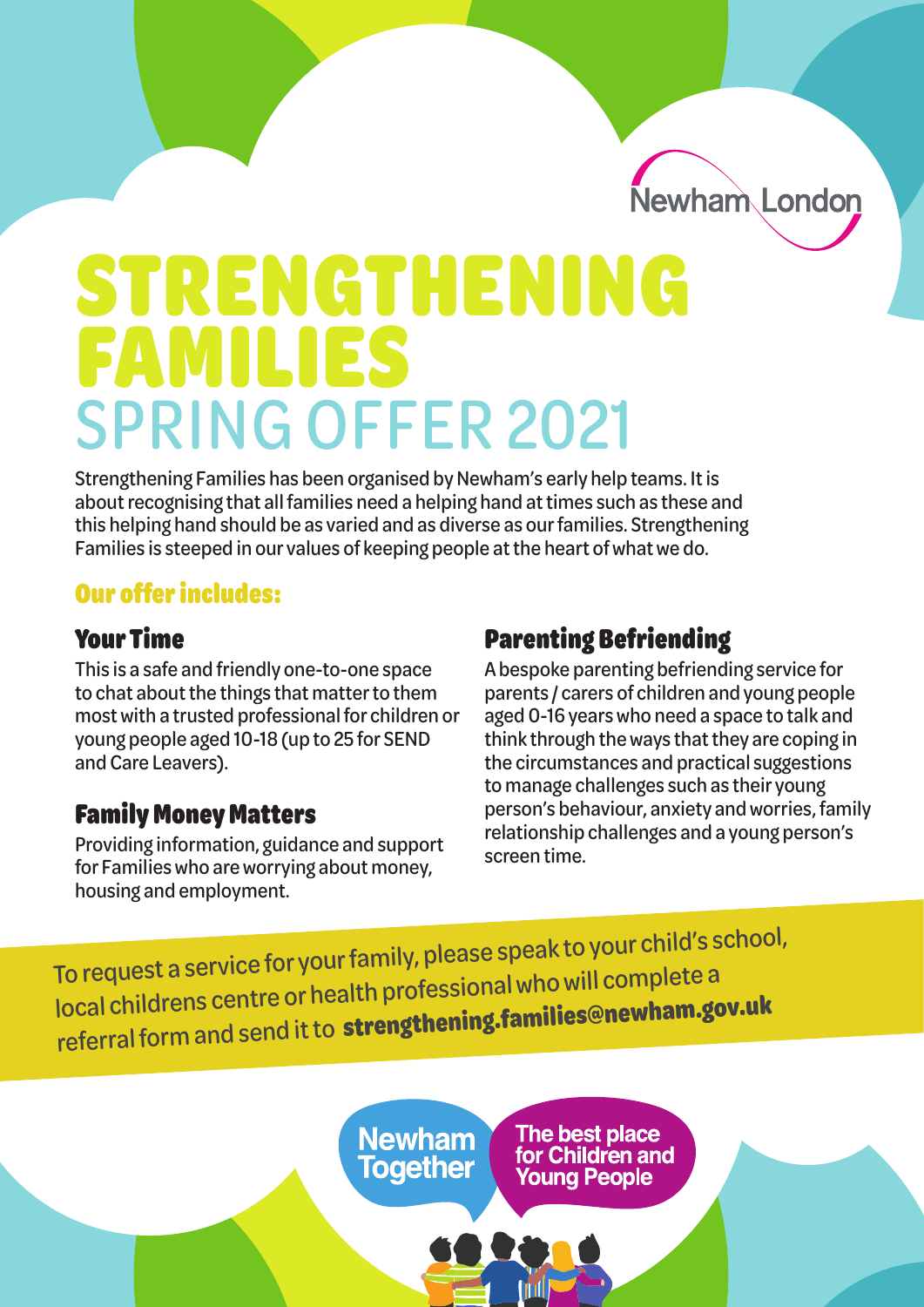Newham London

# STRENGTHENING FAMILIES
## SPRING OFFER 2021

Strengthening Families has been organised by Newham's early help teams. It is about recognising that all families need a helping hand at times such as these and this helping hand should be as varied and as diverse as our families. Strengthening Families is steeped in our values of keeping people at the heart of what we do.

### Our offer includes:

#### Your Time

This is a safe and friendly one-to-one space to chat about the things that matter to them most with a trusted professional for children or young people aged 10-18 (up to 25 for SEND and Care Leavers).

#### Family Money Matters

Providing information, guidance and support for Families who are worrying about money, housing and employment.

#### Parenting Befriending

A bespoke parenting befriending service for parents / carers of children and young people aged 0-16 years who need a space to talk and think through the ways that they are coping in the circumstances and practical suggestions to manage challenges such as their young person's behaviour, anxiety and worries, family relationship challenges and a young person's screen time.

To request a service for your family, please speak to your child's school, local childrens centre or health professional who will complete a referral form and send it to **strengthening.families@newham.gov.uk**

Newham Together

The best place for Children and Young People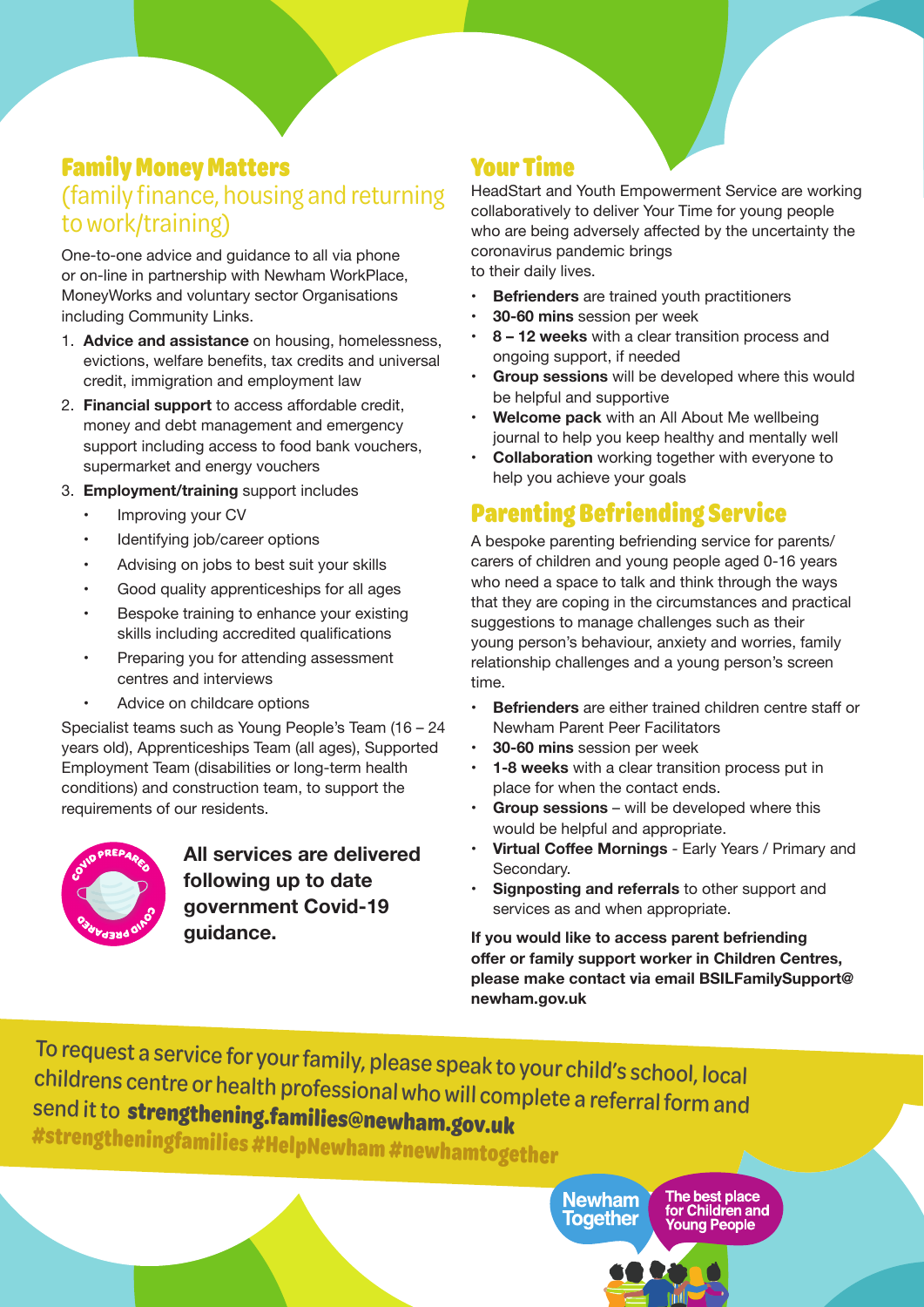## Family Money Matters
(family finance, housing and returning to work/training)

One-to-one advice and guidance to all via phone or on-line in partnership with Newham WorkPlace, MoneyWorks and voluntary sector Organisations including Community Links.

1. **Advice and assistance** on housing, homelessness, evictions, welfare benefits, tax credits and universal credit, immigration and employment law
2. **Financial support** to access affordable credit, money and debt management and emergency support including access to food bank vouchers, supermarket and energy vouchers
3. **Employment/training** support includes
   - Improving your CV
   - Identifying job/career options
   - Advising on jobs to best suit your skills
   - Good quality apprenticeships for all ages
   - Bespoke training to enhance your existing skills including accredited qualifications
   - Preparing you for attending assessment centres and interviews
   - Advice on childcare options

Specialist teams such as Young People's Team (16 – 24 years old), Apprenticeships Team (all ages), Supported Employment Team (disabilities or long-term health conditions) and construction team, to support the requirements of our residents.

COVID PREPARED

**All services are delivered following up to date government Covid-19 guidance.**

## Your Time

HeadStart and Youth Empowerment Service are working collaboratively to deliver Your Time for young people who are being adversely affected by the uncertainty the coronavirus pandemic brings to their daily lives.

- **Befrienders** are trained youth practitioners
- **30-60 mins** session per week
- **8 – 12 weeks** with a clear transition process and ongoing support, if needed
- **Group sessions** will be developed where this would be helpful and supportive
- **Welcome pack** with an All About Me wellbeing journal to help you keep healthy and mentally well
- **Collaboration** working together with everyone to help you achieve your goals

## Parenting Befriending Service

A bespoke parenting befriending service for parents/ carers of children and young people aged 0-16 years who need a space to talk and think through the ways that they are coping in the circumstances and practical suggestions to manage challenges such as their young person's behaviour, anxiety and worries, family relationship challenges and a young person's screen time.

- **Befrienders** are either trained children centre staff or Newham Parent Peer Facilitators
- **30-60 mins** session per week
- **1-8 weeks** with a clear transition process put in place for when the contact ends.
- **Group sessions** – will be developed where this would be helpful and appropriate.
- **Virtual Coffee Mornings** - Early Years / Primary and Secondary.
- **Signposting and referrals** to other support and services as and when appropriate.

**If you would like to access parent befriending offer or family support worker in Children Centres, please make contact via email BSILFamilySupport@newham.gov.uk**

To request a service for your family, please speak to your child's school, local childrens centre or health professional who will complete a referral form and send it to **strengthening.families@newham.gov.uk**

**#strengtheningfamilies #HelpNewham #newhamtogether**

Newham Together

The best place for Children and Young People